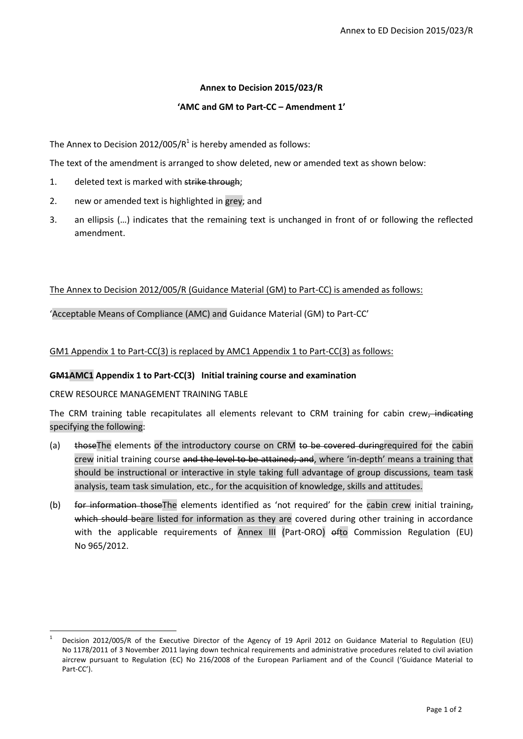**Annex to Decision 2015/023/R**

**'AMC and GM to Part-CC – Amendment 1'**

The Annex to Decision 2012/005/R[1] is hereby amended as follows:

The text of the amendment is arranged to show deleted, new or amended text as shown below:

1. deleted text is marked with ~~strike through~~;
2. new or amended text is highlighted in grey; and
3. an ellipsis (…) indicates that the remaining text is unchanged in front of or following the reflected amendment.

<u>The Annex to Decision 2012/005/R (Guidance Material (GM) to Part-CC) is amended as follows:</u>

'Acceptable Means of Compliance (AMC) and Guidance Material (GM) to Part-CC'

<u>GM1 Appendix 1 to Part-CC(3) is replaced by AMC1 Appendix 1 to Part-CC(3) as follows:</u>

**~~GM1~~AMC1 Appendix 1 to Part-CC(3) Initial training course and examination**

CREW RESOURCE MANAGEMENT TRAINING TABLE

The CRM training table recapitulates all elements relevant to CRM training for cabin crew~~, indicating~~ specifying the following:

(a) ~~those~~The elements of the introductory course on CRM ~~to be covered during~~required for the cabin crew initial training course ~~and the level to be attained; and~~, where 'in-depth' means a training that should be instructional or interactive in style taking full advantage of group discussions, team task analysis, team task simulation, etc., for the acquisition of knowledge, skills and attitudes.

(b) ~~for information those~~The elements identified as 'not required' for the cabin crew initial training~~,~~ ~~which should be~~are listed for information as they are covered during other training in accordance with the applicable requirements of Annex III (Part-ORO) ~~of~~to Commission Regulation (EU) No 965/2012.

---

[1] Decision 2012/005/R of the Executive Director of the Agency of 19 April 2012 on Guidance Material to Regulation (EU) No 1178/2011 of 3 November 2011 laying down technical requirements and administrative procedures related to civil aviation aircrew pursuant to Regulation (EC) No 216/2008 of the European Parliament and of the Council ('Guidance Material to Part-CC').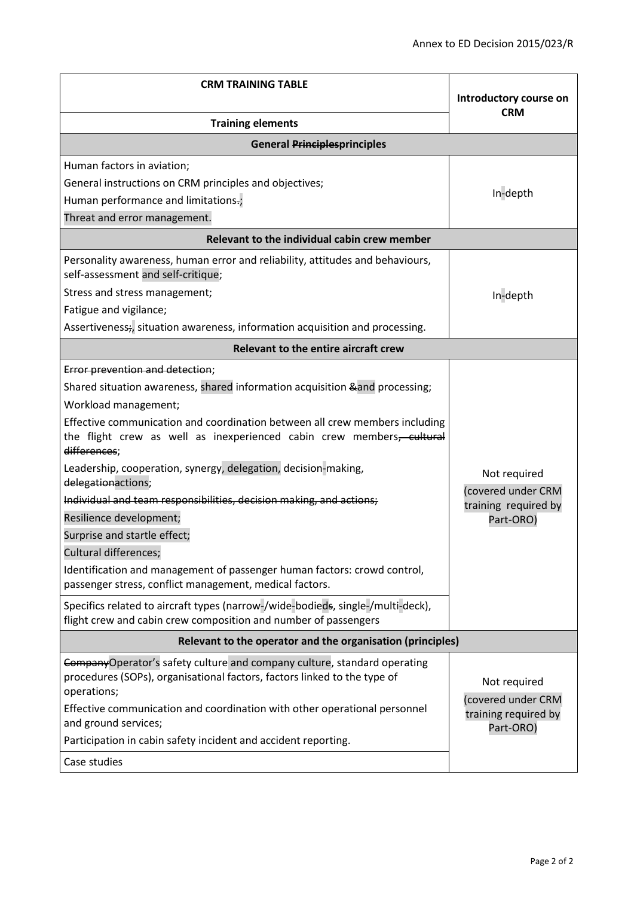| CRM TRAINING TABLE<br><br>Training elements | Introductory course on CRM |
|---|---|
| **General ~~Principles~~principles** | |
| Human factors in aviation;<br>General instructions on CRM principles and objectives;<br>Human performance and limitations~~.~~;<br>Threat and error management. | In-depth |
| **Relevant to the individual cabin crew member** | |
| Personality awareness, human error and reliability, attitudes and behaviours, self-assessment and self-critique;<br>Stress and stress management;<br>Fatigue and vigilance;<br>Assertiveness~~;~~, situation awareness, information acquisition and processing. | In-depth |
| **Relevant to the entire aircraft crew** | |
| ~~Error prevention and detection~~;<br>Shared situation awareness, shared information acquisition ~~&~~and processing;<br>Workload management;<br>Effective communication and coordination between all crew members including the flight crew as well as inexperienced cabin crew members~~, cultural differences~~;<br>Leadership, cooperation, synergy, delegation, decision-making, ~~delegation~~actions;<br>~~Individual and team responsibilities, decision making, and actions;~~<br>Resilience development;<br>Surprise and startle effect;<br>Cultural differences;<br>Identification and management of passenger human factors: crowd control, passenger stress, conflict management, medical factors. | Not required<br>(covered under CRM training required by Part-ORO) |
| Specifics related to aircraft types (narrow-/wide-bodied~~s~~, single-/multi-deck), flight crew and cabin crew composition and number of passengers | |
| **Relevant to the operator and the organisation (principles)** | |
| ~~Company~~Operator's safety culture and company culture, standard operating procedures (SOPs), organisational factors, factors linked to the type of operations;<br>Effective communication and coordination with other operational personnel and ground services;<br>Participation in cabin safety incident and accident reporting. | Not required<br>(covered under CRM training required by Part-ORO) |
| Case studies | |